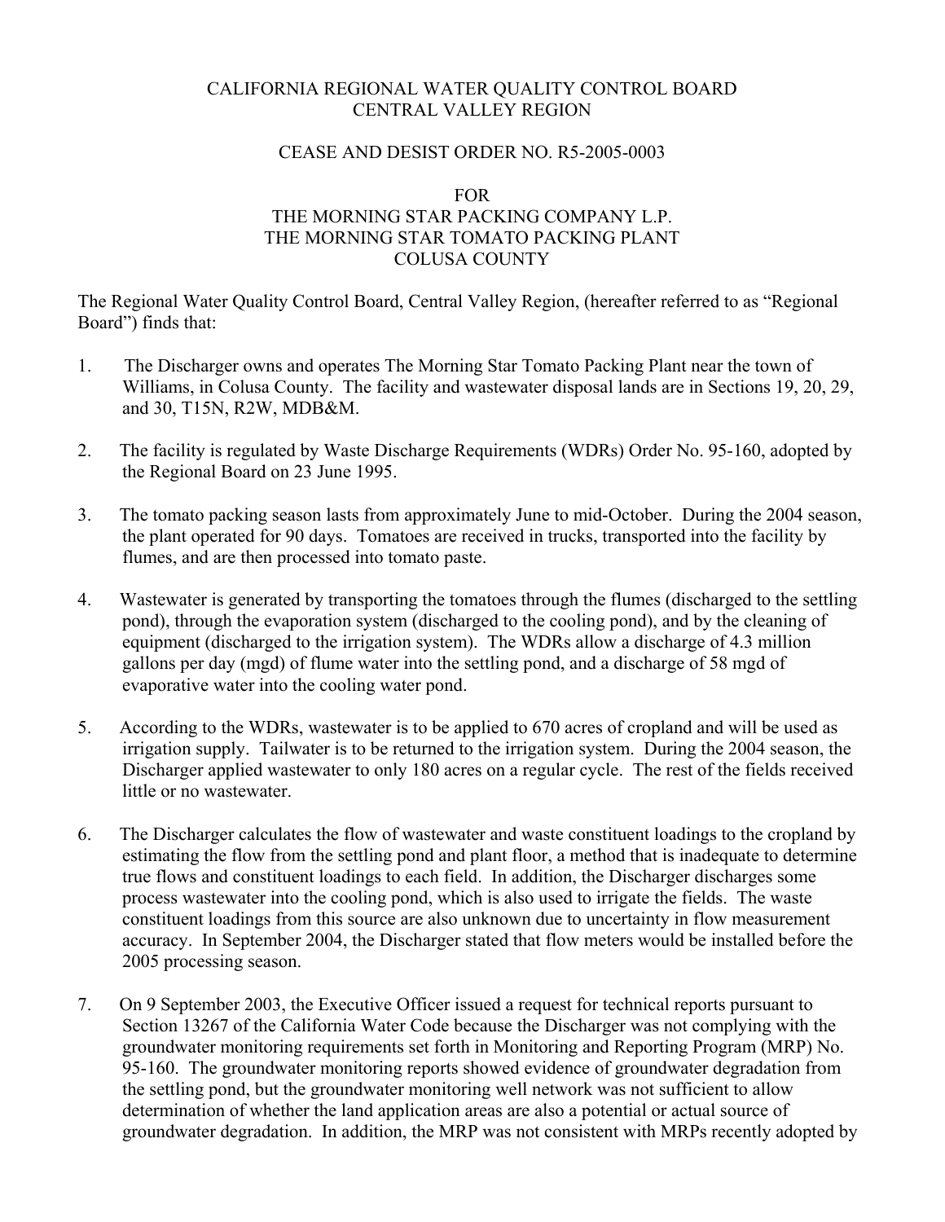CALIFORNIA REGIONAL WATER QUALITY CONTROL BOARD
CENTRAL VALLEY REGION

CEASE AND DESIST ORDER NO. R5-2005-0003

FOR
THE MORNING STAR PACKING COMPANY L.P.
THE MORNING STAR TOMATO PACKING PLANT
COLUSA COUNTY

The Regional Water Quality Control Board, Central Valley Region, (hereafter referred to as "Regional Board") finds that:

1. The Discharger owns and operates The Morning Star Tomato Packing Plant near the town of Williams, in Colusa County. The facility and wastewater disposal lands are in Sections 19, 20, 29, and 30, T15N, R2W, MDB&M.

2. The facility is regulated by Waste Discharge Requirements (WDRs) Order No. 95-160, adopted by the Regional Board on 23 June 1995.

3. The tomato packing season lasts from approximately June to mid-October. During the 2004 season, the plant operated for 90 days. Tomatoes are received in trucks, transported into the facility by flumes, and are then processed into tomato paste.

4. Wastewater is generated by transporting the tomatoes through the flumes (discharged to the settling pond), through the evaporation system (discharged to the cooling pond), and by the cleaning of equipment (discharged to the irrigation system). The WDRs allow a discharge of 4.3 million gallons per day (mgd) of flume water into the settling pond, and a discharge of 58 mgd of evaporative water into the cooling water pond.

5. According to the WDRs, wastewater is to be applied to 670 acres of cropland and will be used as irrigation supply. Tailwater is to be returned to the irrigation system. During the 2004 season, the Discharger applied wastewater to only 180 acres on a regular cycle. The rest of the fields received little or no wastewater.

6. The Discharger calculates the flow of wastewater and waste constituent loadings to the cropland by estimating the flow from the settling pond and plant floor, a method that is inadequate to determine true flows and constituent loadings to each field. In addition, the Discharger discharges some process wastewater into the cooling pond, which is also used to irrigate the fields. The waste constituent loadings from this source are also unknown due to uncertainty in flow measurement accuracy. In September 2004, the Discharger stated that flow meters would be installed before the 2005 processing season.

7. On 9 September 2003, the Executive Officer issued a request for technical reports pursuant to Section 13267 of the California Water Code because the Discharger was not complying with the groundwater monitoring requirements set forth in Monitoring and Reporting Program (MRP) No. 95-160. The groundwater monitoring reports showed evidence of groundwater degradation from the settling pond, but the groundwater monitoring well network was not sufficient to allow determination of whether the land application areas are also a potential or actual source of groundwater degradation. In addition, the MRP was not consistent with MRPs recently adopted by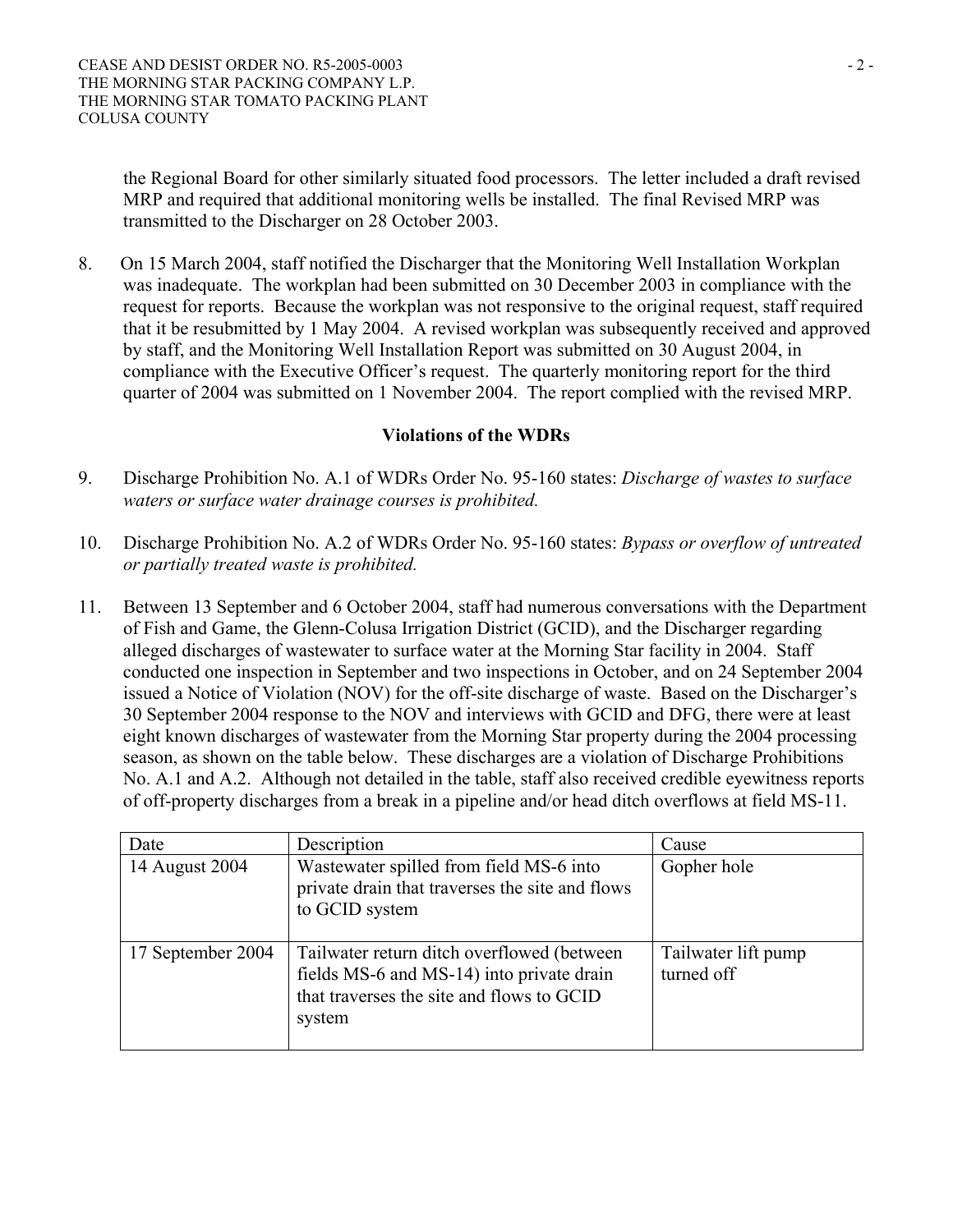the Regional Board for other similarly situated food processors. The letter included a draft revised MRP and required that additional monitoring wells be installed. The final Revised MRP was transmitted to the Discharger on 28 October 2003.

8. On 15 March 2004, staff notified the Discharger that the Monitoring Well Installation Workplan was inadequate. The workplan had been submitted on 30 December 2003 in compliance with the request for reports. Because the workplan was not responsive to the original request, staff required that it be resubmitted by 1 May 2004. A revised workplan was subsequently received and approved by staff, and the Monitoring Well Installation Report was submitted on 30 August 2004, in compliance with the Executive Officer's request. The quarterly monitoring report for the third quarter of 2004 was submitted on 1 November 2004. The report complied with the revised MRP.

### Violations of the WDRs

9. Discharge Prohibition No. A.1 of WDRs Order No. 95-160 states: *Discharge of wastes to surface waters or surface water drainage courses is prohibited.*

10. Discharge Prohibition No. A.2 of WDRs Order No. 95-160 states: *Bypass or overflow of untreated or partially treated waste is prohibited.*

11. Between 13 September and 6 October 2004, staff had numerous conversations with the Department of Fish and Game, the Glenn-Colusa Irrigation District (GCID), and the Discharger regarding alleged discharges of wastewater to surface water at the Morning Star facility in 2004. Staff conducted one inspection in September and two inspections in October, and on 24 September 2004 issued a Notice of Violation (NOV) for the off-site discharge of waste. Based on the Discharger's 30 September 2004 response to the NOV and interviews with GCID and DFG, there were at least eight known discharges of wastewater from the Morning Star property during the 2004 processing season, as shown on the table below. These discharges are a violation of Discharge Prohibitions No. A.1 and A.2. Although not detailed in the table, staff also received credible eyewitness reports of off-property discharges from a break in a pipeline and/or head ditch overflows at field MS-11.

| Date | Description | Cause |
|---|---|---|
| 14 August 2004 | Wastewater spilled from field MS-6 into private drain that traverses the site and flows to GCID system | Gopher hole |
| 17 September 2004 | Tailwater return ditch overflowed (between fields MS-6 and MS-14) into private drain that traverses the site and flows to GCID system | Tailwater lift pump turned off |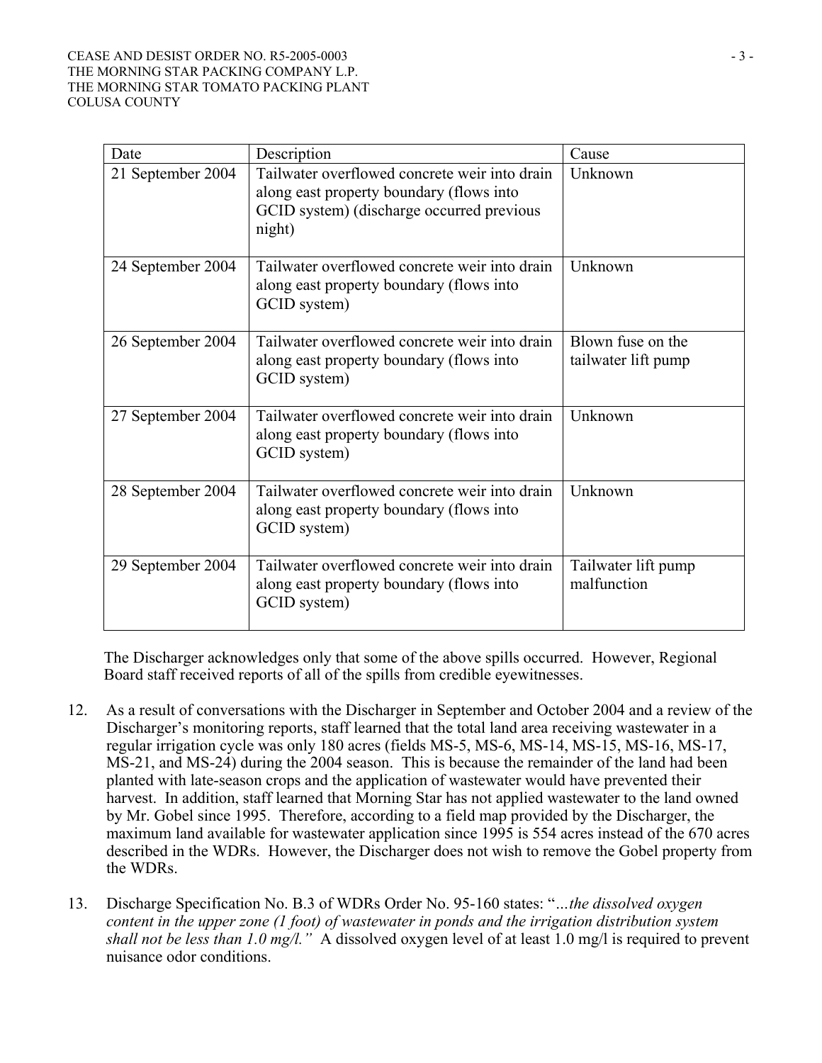| Date | Description | Cause |
|---|---|---|
| 21 September 2004 | Tailwater overflowed concrete weir into drain along east property boundary (flows into GCID system) (discharge occurred previous night) | Unknown |
| 24 September 2004 | Tailwater overflowed concrete weir into drain along east property boundary (flows into GCID system) | Unknown |
| 26 September 2004 | Tailwater overflowed concrete weir into drain along east property boundary (flows into GCID system) | Blown fuse on the tailwater lift pump |
| 27 September 2004 | Tailwater overflowed concrete weir into drain along east property boundary (flows into GCID system) | Unknown |
| 28 September 2004 | Tailwater overflowed concrete weir into drain along east property boundary (flows into GCID system) | Unknown |
| 29 September 2004 | Tailwater overflowed concrete weir into drain along east property boundary (flows into GCID system) | Tailwater lift pump malfunction |

The Discharger acknowledges only that some of the above spills occurred. However, Regional Board staff received reports of all of the spills from credible eyewitnesses.

12. As a result of conversations with the Discharger in September and October 2004 and a review of the Discharger's monitoring reports, staff learned that the total land area receiving wastewater in a regular irrigation cycle was only 180 acres (fields MS-5, MS-6, MS-14, MS-15, MS-16, MS-17, MS-21, and MS-24) during the 2004 season. This is because the remainder of the land had been planted with late-season crops and the application of wastewater would have prevented their harvest. In addition, staff learned that Morning Star has not applied wastewater to the land owned by Mr. Gobel since 1995. Therefore, according to a field map provided by the Discharger, the maximum land available for wastewater application since 1995 is 554 acres instead of the 670 acres described in the WDRs. However, the Discharger does not wish to remove the Gobel property from the WDRs.

13. Discharge Specification No. B.3 of WDRs Order No. 95-160 states: "*…the dissolved oxygen content in the upper zone (1 foot) of wastewater in ponds and the irrigation distribution system shall not be less than 1.0 mg/l.*" A dissolved oxygen level of at least 1.0 mg/l is required to prevent nuisance odor conditions.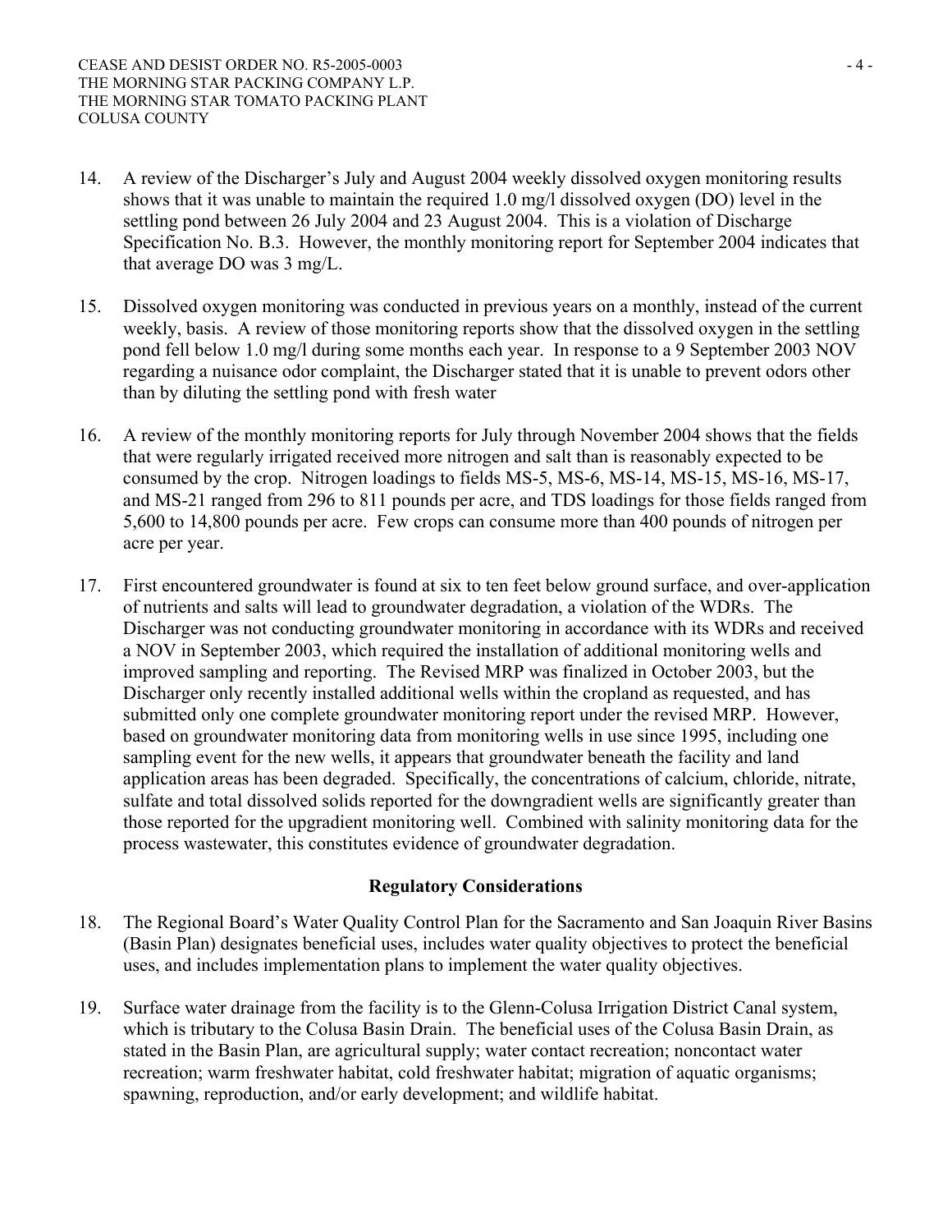14. A review of the Discharger's July and August 2004 weekly dissolved oxygen monitoring results shows that it was unable to maintain the required 1.0 mg/l dissolved oxygen (DO) level in the settling pond between 26 July 2004 and 23 August 2004. This is a violation of Discharge Specification No. B.3. However, the monthly monitoring report for September 2004 indicates that that average DO was 3 mg/L.

15. Dissolved oxygen monitoring was conducted in previous years on a monthly, instead of the current weekly, basis. A review of those monitoring reports show that the dissolved oxygen in the settling pond fell below 1.0 mg/l during some months each year. In response to a 9 September 2003 NOV regarding a nuisance odor complaint, the Discharger stated that it is unable to prevent odors other than by diluting the settling pond with fresh water

16. A review of the monthly monitoring reports for July through November 2004 shows that the fields that were regularly irrigated received more nitrogen and salt than is reasonably expected to be consumed by the crop. Nitrogen loadings to fields MS-5, MS-6, MS-14, MS-15, MS-16, MS-17, and MS-21 ranged from 296 to 811 pounds per acre, and TDS loadings for those fields ranged from 5,600 to 14,800 pounds per acre. Few crops can consume more than 400 pounds of nitrogen per acre per year.

17. First encountered groundwater is found at six to ten feet below ground surface, and over-application of nutrients and salts will lead to groundwater degradation, a violation of the WDRs. The Discharger was not conducting groundwater monitoring in accordance with its WDRs and received a NOV in September 2003, which required the installation of additional monitoring wells and improved sampling and reporting. The Revised MRP was finalized in October 2003, but the Discharger only recently installed additional wells within the cropland as requested, and has submitted only one complete groundwater monitoring report under the revised MRP. However, based on groundwater monitoring data from monitoring wells in use since 1995, including one sampling event for the new wells, it appears that groundwater beneath the facility and land application areas has been degraded. Specifically, the concentrations of calcium, chloride, nitrate, sulfate and total dissolved solids reported for the downgradient wells are significantly greater than those reported for the upgradient monitoring well. Combined with salinity monitoring data for the process wastewater, this constitutes evidence of groundwater degradation.

## Regulatory Considerations

18. The Regional Board's Water Quality Control Plan for the Sacramento and San Joaquin River Basins (Basin Plan) designates beneficial uses, includes water quality objectives to protect the beneficial uses, and includes implementation plans to implement the water quality objectives.

19. Surface water drainage from the facility is to the Glenn-Colusa Irrigation District Canal system, which is tributary to the Colusa Basin Drain. The beneficial uses of the Colusa Basin Drain, as stated in the Basin Plan, are agricultural supply; water contact recreation; noncontact water recreation; warm freshwater habitat, cold freshwater habitat; migration of aquatic organisms; spawning, reproduction, and/or early development; and wildlife habitat.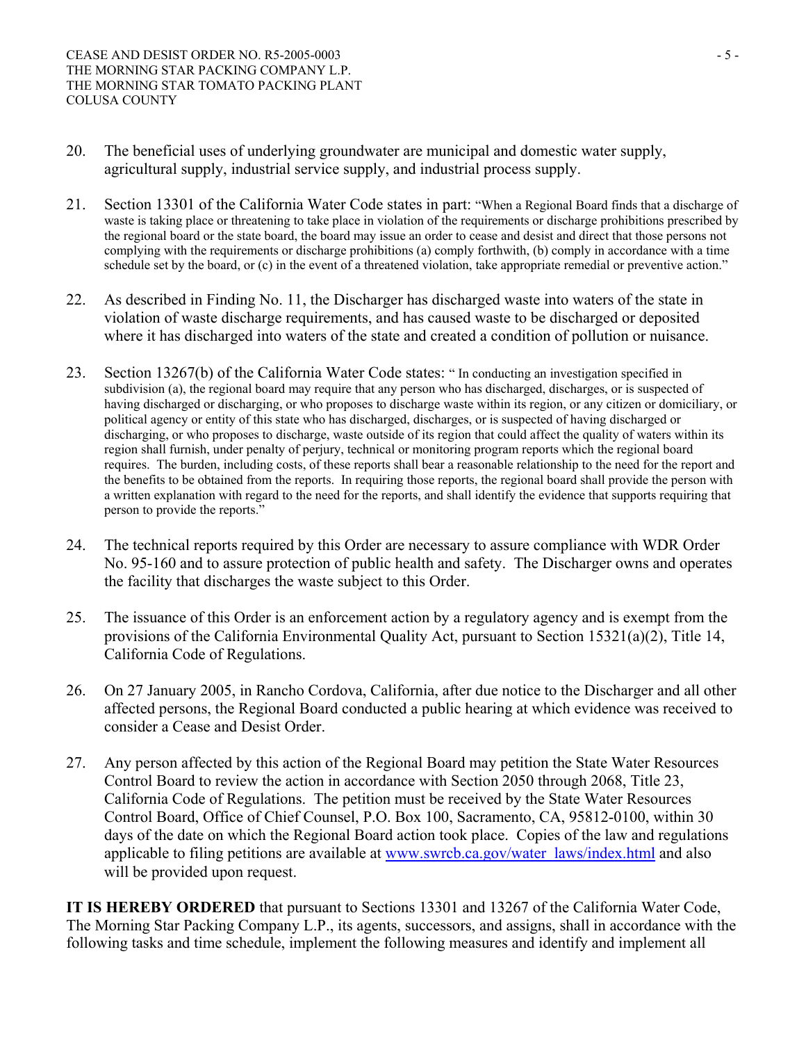20. The beneficial uses of underlying groundwater are municipal and domestic water supply, agricultural supply, industrial service supply, and industrial process supply.

21. Section 13301 of the California Water Code states in part: "When a Regional Board finds that a discharge of waste is taking place or threatening to take place in violation of the requirements or discharge prohibitions prescribed by the regional board or the state board, the board may issue an order to cease and desist and direct that those persons not complying with the requirements or discharge prohibitions (a) comply forthwith, (b) comply in accordance with a time schedule set by the board, or (c) in the event of a threatened violation, take appropriate remedial or preventive action."

22. As described in Finding No. 11, the Discharger has discharged waste into waters of the state in violation of waste discharge requirements, and has caused waste to be discharged or deposited where it has discharged into waters of the state and created a condition of pollution or nuisance.

23. Section 13267(b) of the California Water Code states: " In conducting an investigation specified in subdivision (a), the regional board may require that any person who has discharged, discharges, or is suspected of having discharged or discharging, or who proposes to discharge waste within its region, or any citizen or domiciliary, or political agency or entity of this state who has discharged, discharges, or is suspected of having discharged or discharging, or who proposes to discharge, waste outside of its region that could affect the quality of waters within its region shall furnish, under penalty of perjury, technical or monitoring program reports which the regional board requires. The burden, including costs, of these reports shall bear a reasonable relationship to the need for the report and the benefits to be obtained from the reports. In requiring those reports, the regional board shall provide the person with a written explanation with regard to the need for the reports, and shall identify the evidence that supports requiring that person to provide the reports."

24. The technical reports required by this Order are necessary to assure compliance with WDR Order No. 95-160 and to assure protection of public health and safety. The Discharger owns and operates the facility that discharges the waste subject to this Order.

25. The issuance of this Order is an enforcement action by a regulatory agency and is exempt from the provisions of the California Environmental Quality Act, pursuant to Section 15321(a)(2), Title 14, California Code of Regulations.

26. On 27 January 2005, in Rancho Cordova, California, after due notice to the Discharger and all other affected persons, the Regional Board conducted a public hearing at which evidence was received to consider a Cease and Desist Order.

27. Any person affected by this action of the Regional Board may petition the State Water Resources Control Board to review the action in accordance with Section 2050 through 2068, Title 23, California Code of Regulations. The petition must be received by the State Water Resources Control Board, Office of Chief Counsel, P.O. Box 100, Sacramento, CA, 95812-0100, within 30 days of the date on which the Regional Board action took place. Copies of the law and regulations applicable to filing petitions are available at www.swrcb.ca.gov/water_laws/index.html and also will be provided upon request.

**IT IS HEREBY ORDERED** that pursuant to Sections 13301 and 13267 of the California Water Code, The Morning Star Packing Company L.P., its agents, successors, and assigns, shall in accordance with the following tasks and time schedule, implement the following measures and identify and implement all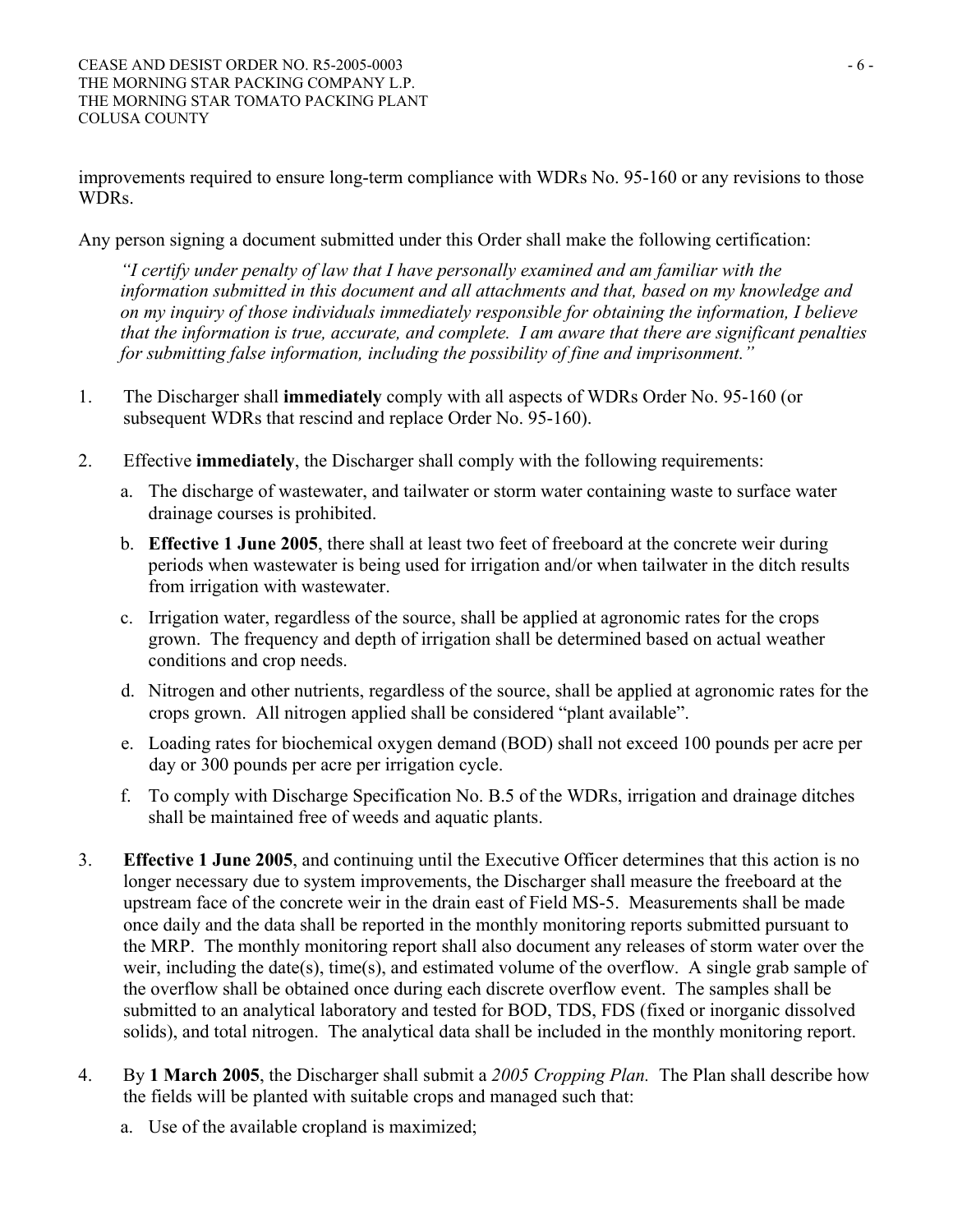improvements required to ensure long-term compliance with WDRs No. 95-160 or any revisions to those WDRs.

Any person signing a document submitted under this Order shall make the following certification:

> *"I certify under penalty of law that I have personally examined and am familiar with the information submitted in this document and all attachments and that, based on my knowledge and on my inquiry of those individuals immediately responsible for obtaining the information, I believe that the information is true, accurate, and complete. I am aware that there are significant penalties for submitting false information, including the possibility of fine and imprisonment."*

1. The Discharger shall **immediately** comply with all aspects of WDRs Order No. 95-160 (or subsequent WDRs that rescind and replace Order No. 95-160).

2. Effective **immediately**, the Discharger shall comply with the following requirements:

   a. The discharge of wastewater, and tailwater or storm water containing waste to surface water drainage courses is prohibited.

   b. **Effective 1 June 2005**, there shall at least two feet of freeboard at the concrete weir during periods when wastewater is being used for irrigation and/or when tailwater in the ditch results from irrigation with wastewater.

   c. Irrigation water, regardless of the source, shall be applied at agronomic rates for the crops grown. The frequency and depth of irrigation shall be determined based on actual weather conditions and crop needs.

   d. Nitrogen and other nutrients, regardless of the source, shall be applied at agronomic rates for the crops grown. All nitrogen applied shall be considered "plant available".

   e. Loading rates for biochemical oxygen demand (BOD) shall not exceed 100 pounds per acre per day or 300 pounds per acre per irrigation cycle.

   f. To comply with Discharge Specification No. B.5 of the WDRs, irrigation and drainage ditches shall be maintained free of weeds and aquatic plants.

3. **Effective 1 June 2005**, and continuing until the Executive Officer determines that this action is no longer necessary due to system improvements, the Discharger shall measure the freeboard at the upstream face of the concrete weir in the drain east of Field MS-5. Measurements shall be made once daily and the data shall be reported in the monthly monitoring reports submitted pursuant to the MRP. The monthly monitoring report shall also document any releases of storm water over the weir, including the date(s), time(s), and estimated volume of the overflow. A single grab sample of the overflow shall be obtained once during each discrete overflow event. The samples shall be submitted to an analytical laboratory and tested for BOD, TDS, FDS (fixed or inorganic dissolved solids), and total nitrogen. The analytical data shall be included in the monthly monitoring report.

4. By **1 March 2005**, the Discharger shall submit a *2005 Cropping Plan.* The Plan shall describe how the fields will be planted with suitable crops and managed such that:

   a. Use of the available cropland is maximized;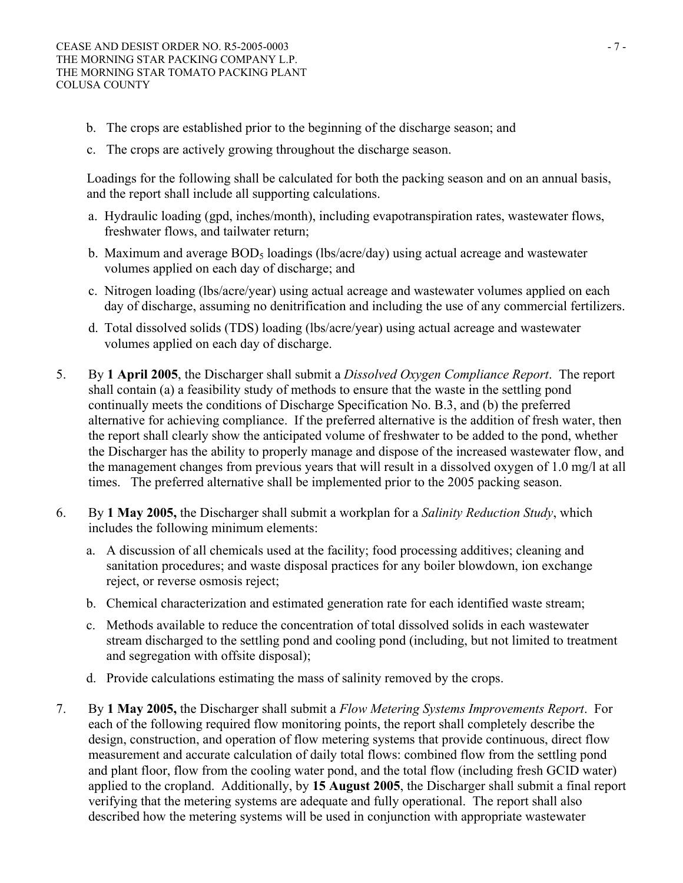b. The crops are established prior to the beginning of the discharge season; and
c. The crops are actively growing throughout the discharge season.

Loadings for the following shall be calculated for both the packing season and on an annual basis, and the report shall include all supporting calculations.

a. Hydraulic loading (gpd, inches/month), including evapotranspiration rates, wastewater flows, freshwater flows, and tailwater return;
b. Maximum and average $BOD_5$ loadings (lbs/acre/day) using actual acreage and wastewater volumes applied on each day of discharge; and
c. Nitrogen loading (lbs/acre/year) using actual acreage and wastewater volumes applied on each day of discharge, assuming no denitrification and including the use of any commercial fertilizers.
d. Total dissolved solids (TDS) loading (lbs/acre/year) using actual acreage and wastewater volumes applied on each day of discharge.

5. By **1 April 2005**, the Discharger shall submit a *Dissolved Oxygen Compliance Report*. The report shall contain (a) a feasibility study of methods to ensure that the waste in the settling pond continually meets the conditions of Discharge Specification No. B.3, and (b) the preferred alternative for achieving compliance. If the preferred alternative is the addition of fresh water, then the report shall clearly show the anticipated volume of freshwater to be added to the pond, whether the Discharger has the ability to properly manage and dispose of the increased wastewater flow, and the management changes from previous years that will result in a dissolved oxygen of 1.0 mg/l at all times. The preferred alternative shall be implemented prior to the 2005 packing season.

6. By **1 May 2005,** the Discharger shall submit a workplan for a *Salinity Reduction Study*, which includes the following minimum elements:

   a. A discussion of all chemicals used at the facility; food processing additives; cleaning and sanitation procedures; and waste disposal practices for any boiler blowdown, ion exchange reject, or reverse osmosis reject;
   b. Chemical characterization and estimated generation rate for each identified waste stream;
   c. Methods available to reduce the concentration of total dissolved solids in each wastewater stream discharged to the settling pond and cooling pond (including, but not limited to treatment and segregation with offsite disposal);
   d. Provide calculations estimating the mass of salinity removed by the crops.

7. By **1 May 2005,** the Discharger shall submit a *Flow Metering Systems Improvements Report*. For each of the following required flow monitoring points, the report shall completely describe the design, construction, and operation of flow metering systems that provide continuous, direct flow measurement and accurate calculation of daily total flows: combined flow from the settling pond and plant floor, flow from the cooling water pond, and the total flow (including fresh GCID water) applied to the cropland. Additionally, by **15 August 2005**, the Discharger shall submit a final report verifying that the metering systems are adequate and fully operational. The report shall also described how the metering systems will be used in conjunction with appropriate wastewater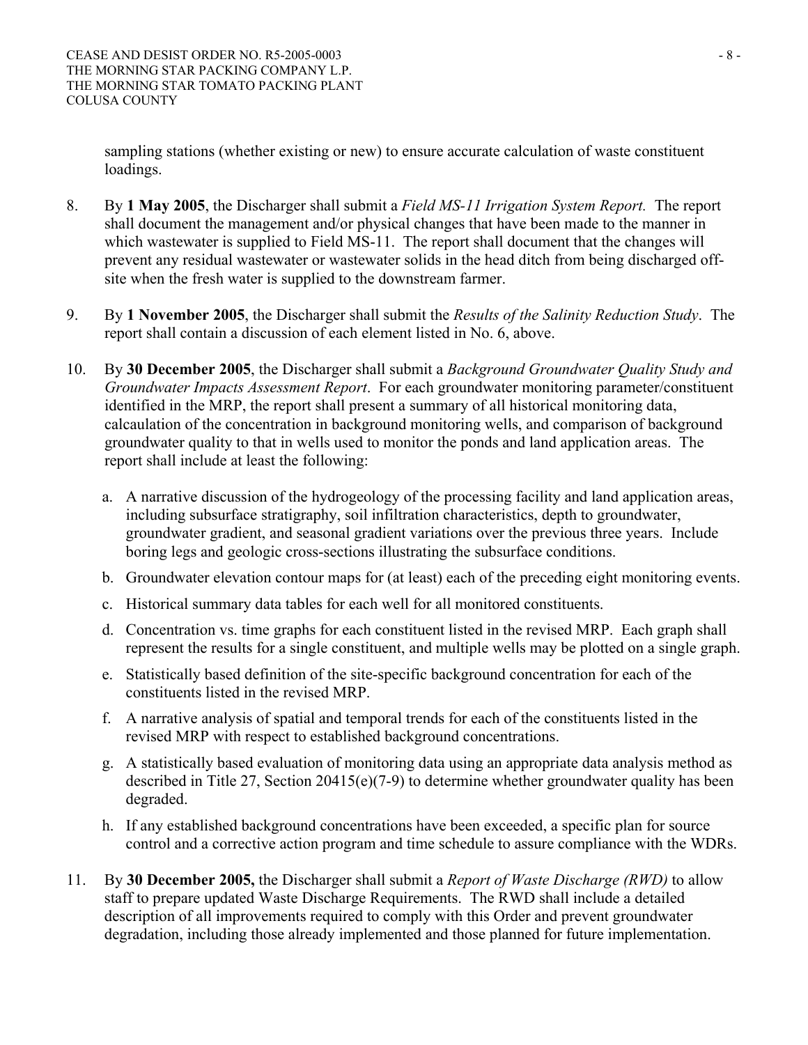sampling stations (whether existing or new) to ensure accurate calculation of waste constituent loadings.

8. By **1 May 2005**, the Discharger shall submit a *Field MS-11 Irrigation System Report.* The report shall document the management and/or physical changes that have been made to the manner in which wastewater is supplied to Field MS-11. The report shall document that the changes will prevent any residual wastewater or wastewater solids in the head ditch from being discharged off-site when the fresh water is supplied to the downstream farmer.

9. By **1 November 2005**, the Discharger shall submit the *Results of the Salinity Reduction Study*. The report shall contain a discussion of each element listed in No. 6, above.

10. By **30 December 2005**, the Discharger shall submit a *Background Groundwater Quality Study and Groundwater Impacts Assessment Report*. For each groundwater monitoring parameter/constituent identified in the MRP, the report shall present a summary of all historical monitoring data, calcaulation of the concentration in background monitoring wells, and comparison of background groundwater quality to that in wells used to monitor the ponds and land application areas. The report shall include at least the following:

    a. A narrative discussion of the hydrogeology of the processing facility and land application areas, including subsurface stratigraphy, soil infiltration characteristics, depth to groundwater, groundwater gradient, and seasonal gradient variations over the previous three years. Include boring legs and geologic cross-sections illustrating the subsurface conditions.

    b. Groundwater elevation contour maps for (at least) each of the preceding eight monitoring events.

    c. Historical summary data tables for each well for all monitored constituents.

    d. Concentration vs. time graphs for each constituent listed in the revised MRP. Each graph shall represent the results for a single constituent, and multiple wells may be plotted on a single graph.

    e. Statistically based definition of the site-specific background concentration for each of the constituents listed in the revised MRP.

    f. A narrative analysis of spatial and temporal trends for each of the constituents listed in the revised MRP with respect to established background concentrations.

    g. A statistically based evaluation of monitoring data using an appropriate data analysis method as described in Title 27, Section 20415(e)(7-9) to determine whether groundwater quality has been degraded.

    h. If any established background concentrations have been exceeded, a specific plan for source control and a corrective action program and time schedule to assure compliance with the WDRs.

11. By **30 December 2005,** the Discharger shall submit a *Report of Waste Discharge (RWD)* to allow staff to prepare updated Waste Discharge Requirements. The RWD shall include a detailed description of all improvements required to comply with this Order and prevent groundwater degradation, including those already implemented and those planned for future implementation.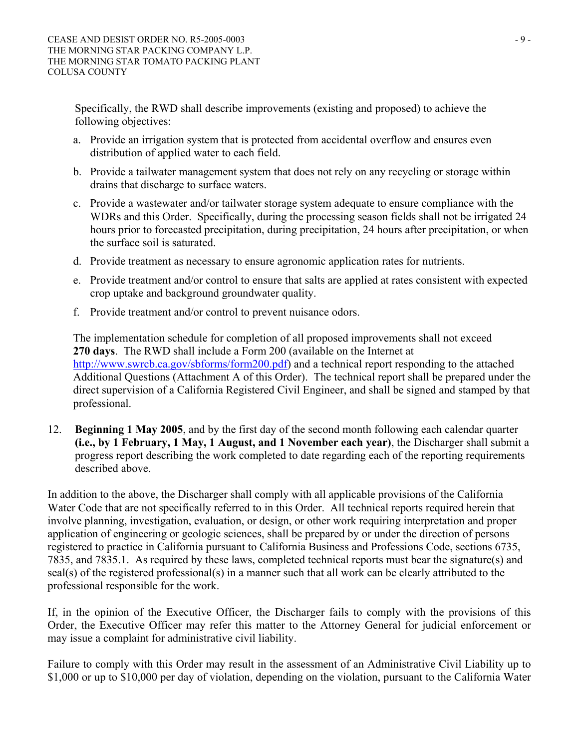Specifically, the RWD shall describe improvements (existing and proposed) to achieve the following objectives:

a. Provide an irrigation system that is protected from accidental overflow and ensures even distribution of applied water to each field.

b. Provide a tailwater management system that does not rely on any recycling or storage within drains that discharge to surface waters.

c. Provide a wastewater and/or tailwater storage system adequate to ensure compliance with the WDRs and this Order. Specifically, during the processing season fields shall not be irrigated 24 hours prior to forecasted precipitation, during precipitation, 24 hours after precipitation, or when the surface soil is saturated.

d. Provide treatment as necessary to ensure agronomic application rates for nutrients.

e. Provide treatment and/or control to ensure that salts are applied at rates consistent with expected crop uptake and background groundwater quality.

f. Provide treatment and/or control to prevent nuisance odors.

The implementation schedule for completion of all proposed improvements shall not exceed **270 days**. The RWD shall include a Form 200 (available on the Internet at http://www.swrcb.ca.gov/sbforms/form200.pdf) and a technical report responding to the attached Additional Questions (Attachment A of this Order). The technical report shall be prepared under the direct supervision of a California Registered Civil Engineer, and shall be signed and stamped by that professional.

12. **Beginning 1 May 2005**, and by the first day of the second month following each calendar quarter **(i.e., by 1 February, 1 May, 1 August, and 1 November each year)**, the Discharger shall submit a progress report describing the work completed to date regarding each of the reporting requirements described above.

In addition to the above, the Discharger shall comply with all applicable provisions of the California Water Code that are not specifically referred to in this Order. All technical reports required herein that involve planning, investigation, evaluation, or design, or other work requiring interpretation and proper application of engineering or geologic sciences, shall be prepared by or under the direction of persons registered to practice in California pursuant to California Business and Professions Code, sections 6735, 7835, and 7835.1. As required by these laws, completed technical reports must bear the signature(s) and seal(s) of the registered professional(s) in a manner such that all work can be clearly attributed to the professional responsible for the work.

If, in the opinion of the Executive Officer, the Discharger fails to comply with the provisions of this Order, the Executive Officer may refer this matter to the Attorney General for judicial enforcement or may issue a complaint for administrative civil liability.

Failure to comply with this Order may result in the assessment of an Administrative Civil Liability up to $1,000 or up to $10,000 per day of violation, depending on the violation, pursuant to the California Water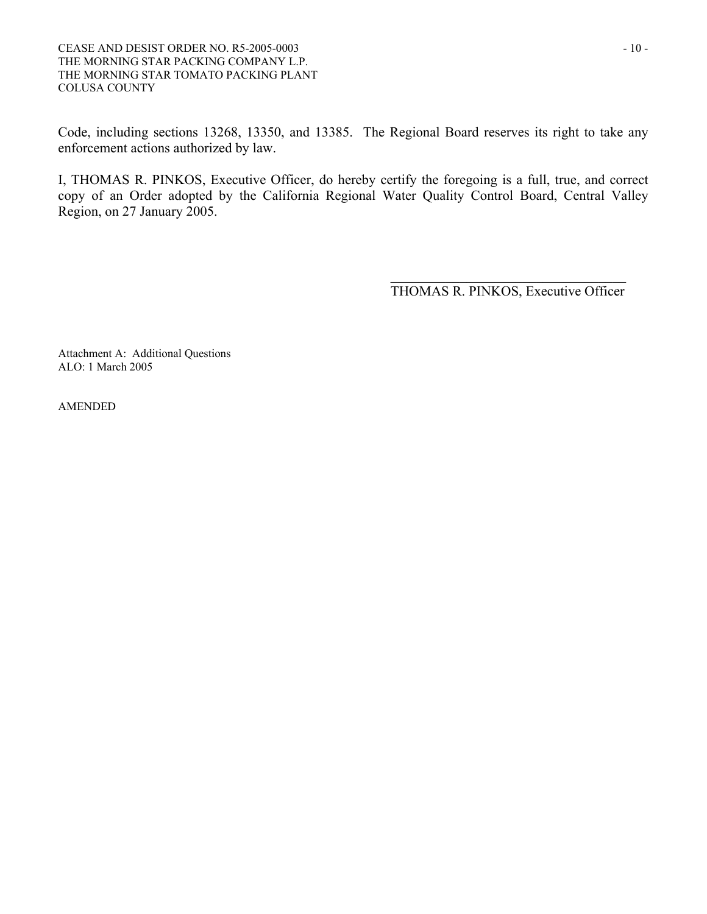Code, including sections 13268, 13350, and 13385. The Regional Board reserves its right to take any enforcement actions authorized by law.

I, THOMAS R. PINKOS, Executive Officer, do hereby certify the foregoing is a full, true, and correct copy of an Order adopted by the California Regional Water Quality Control Board, Central Valley Region, on 27 January 2005.

\_\_\_\_\_\_\_\_\_\_\_\_\_\_\_\_\_\_\_\_\_\_\_\_\_\_\_\_\_\_\_\_\_\_\_\_

THOMAS R. PINKOS, Executive Officer

Attachment A: Additional Questions

ALO: 1 March 2005

AMENDED